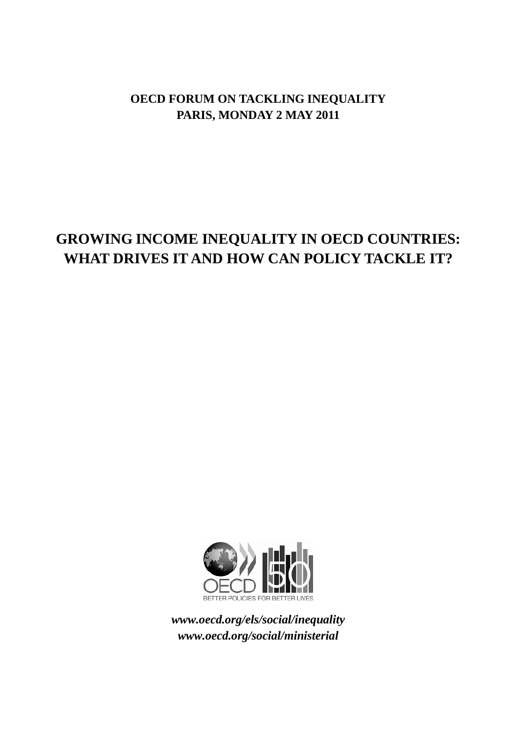**OECD FORUM ON TACKLING INEQUALITY**
**PARIS, MONDAY 2 MAY 2011**

# GROWING INCOME INEQUALITY IN OECD COUNTRIES: WHAT DRIVES IT AND HOW CAN POLICY TACKLE IT?

OECD 50

BETTER POLICIES FOR BETTER LIVES

***www.oecd.org/els/social/inequality***
***www.oecd.org/social/ministerial***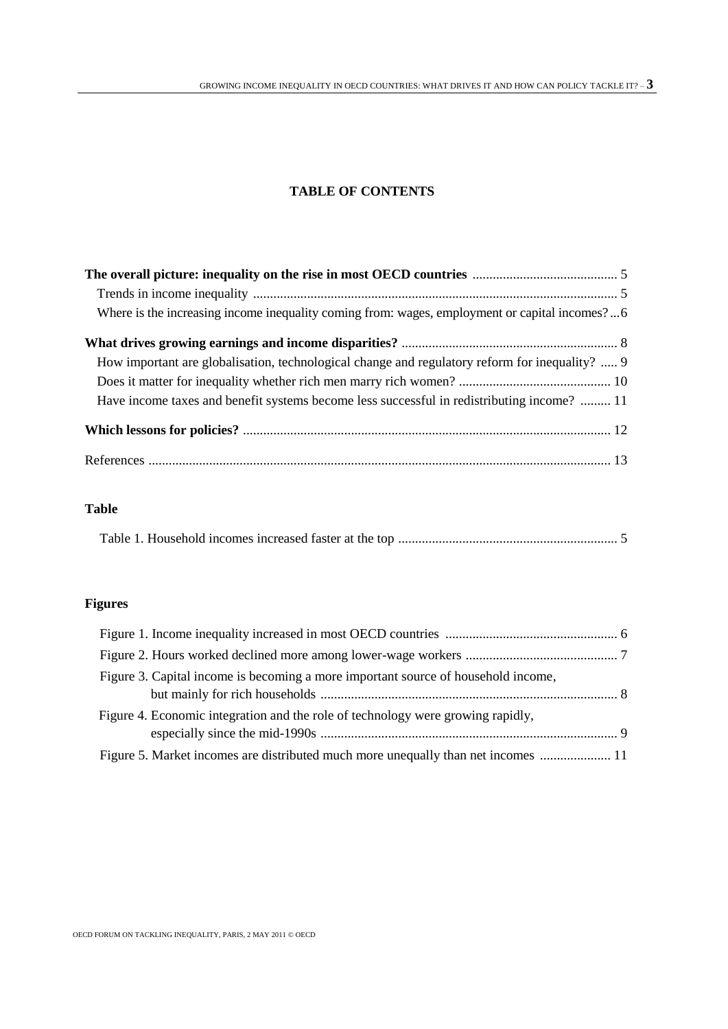# TABLE OF CONTENTS

**The overall picture: inequality on the rise in most OECD countries** .......................................... 5

Trends in income inequality .......................................................................................................... 5

Where is the increasing income inequality coming from: wages, employment or capital incomes? ... 6

**What drives growing earnings and income disparities?** ................................................................ 8

How important are globalisation, technological change and regulatory reform for inequality? ..... 9

Does it matter for inequality whether rich men marry rich women? ............................................ 10

Have income taxes and benefit systems become less successful in redistributing income? ......... 11

**Which lessons for policies?** ........................................................................................................... 12

References ....................................................................................................................................... 13

**Table**

Table 1. Household incomes increased faster at the top ................................................................ 5

**Figures**

Figure 1. Income inequality increased in most OECD countries .................................................. 6

Figure 2. Hours worked declined more among lower-wage workers ............................................ 7

Figure 3. Capital income is becoming a more important source of household income, but mainly for rich households ........................................................................................ 8

Figure 4. Economic integration and the role of technology were growing rapidly, especially since the mid-1990s ....................................................................................... 9

Figure 5. Market incomes are distributed much more unequally than net incomes ..................... 11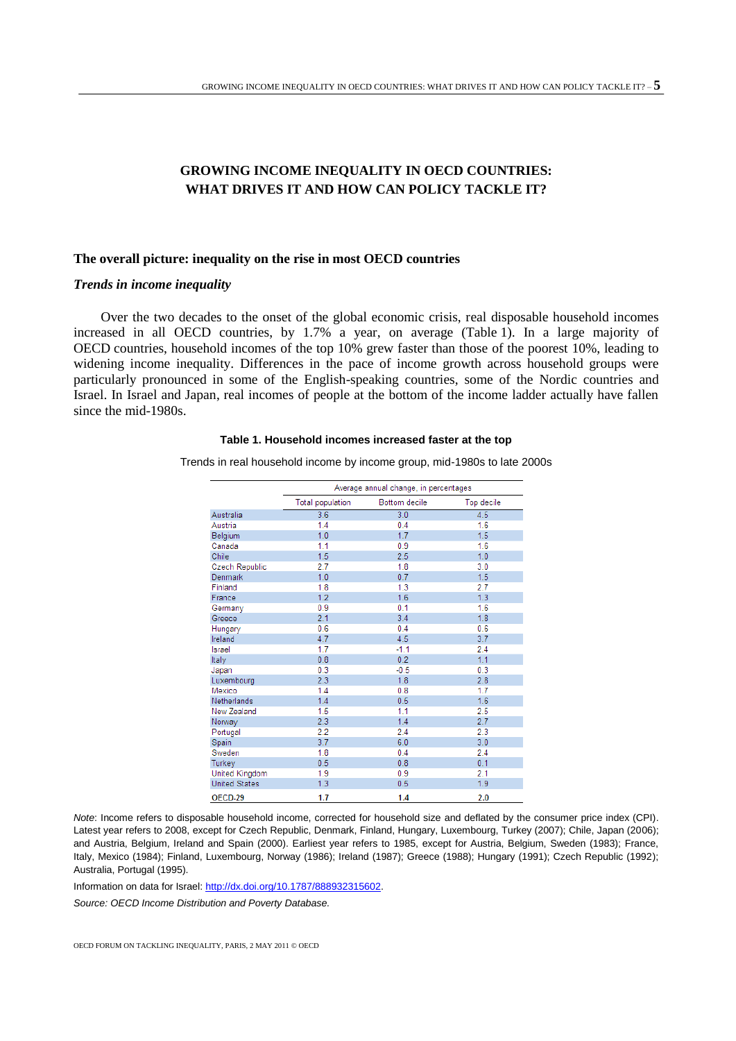# GROWING INCOME INEQUALITY IN OECD COUNTRIES: WHAT DRIVES IT AND HOW CAN POLICY TACKLE IT?

## The overall picture: inequality on the rise in most OECD countries

### *Trends in income inequality*

Over the two decades to the onset of the global economic crisis, real disposable household incomes increased in all OECD countries, by 1.7% a year, on average (Table 1). In a large majority of OECD countries, household incomes of the top 10% grew faster than those of the poorest 10%, leading to widening income inequality. Differences in the pace of income growth across household groups were particularly pronounced in some of the English-speaking countries, some of the Nordic countries and Israel. In Israel and Japan, real incomes of people at the bottom of the income ladder actually have fallen since the mid-1980s.

**Table 1. Household incomes increased faster at the top**

Trends in real household income by income group, mid-1980s to late 2000s

| | Average annual change, in percentages | | |
|---|---|---|---|
| | Total population | Bottom decile | Top decile |
| Australia | 3.6 | 3.0 | 4.5 |
| Austria | 1.4 | 0.4 | 1.6 |
| Belgium | 1.0 | 1.7 | 1.5 |
| Canada | 1.1 | 0.9 | 1.6 |
| Chile | 1.5 | 2.5 | 1.0 |
| Czech Republic | 2.7 | 1.8 | 3.0 |
| Denmark | 1.0 | 0.7 | 1.5 |
| Finland | 1.8 | 1.3 | 2.7 |
| France | 1.2 | 1.6 | 1.3 |
| Germany | 0.9 | 0.1 | 1.6 |
| Greece | 2.1 | 3.4 | 1.8 |
| Hungary | 0.6 | 0.4 | 0.6 |
| Ireland | 4.7 | 4.5 | 3.7 |
| Israel | 1.7 | -1.1 | 2.4 |
| Italy | 0.8 | 0.2 | 1.1 |
| Japan | 0.3 | -0.5 | 0.3 |
| Luxembourg | 2.3 | 1.8 | 2.8 |
| Mexico | 1.4 | 0.8 | 1.7 |
| Netherlands | 1.4 | 0.5 | 1.6 |
| New Zealand | 1.5 | 1.1 | 2.5 |
| Norway | 2.3 | 1.4 | 2.7 |
| Portugal | 2.2 | 2.4 | 2.3 |
| Spain | 3.7 | 6.0 | 3.0 |
| Sweden | 1.8 | 0.4 | 2.4 |
| Turkey | 0.5 | 0.8 | 0.1 |
| United Kingdom | 1.9 | 0.9 | 2.1 |
| United States | 1.3 | 0.5 | 1.9 |
| **OECD-29** | **1.7** | **1.4** | **2.0** |

*Note*: Income refers to disposable household income, corrected for household size and deflated by the consumer price index (CPI). Latest year refers to 2008, except for Czech Republic, Denmark, Finland, Hungary, Luxembourg, Turkey (2007); Chile, Japan (2006); and Austria, Belgium, Ireland and Spain (2000). Earliest year refers to 1985, except for Austria, Belgium, Sweden (1983); France, Italy, Mexico (1984); Finland, Luxembourg, Norway (1986); Ireland (1987); Greece (1988); Hungary (1991); Czech Republic (1992); Australia, Portugal (1995).

Information on data for Israel: http://dx.doi.org/10.1787/888932315602.

*Source: OECD Income Distribution and Poverty Database.*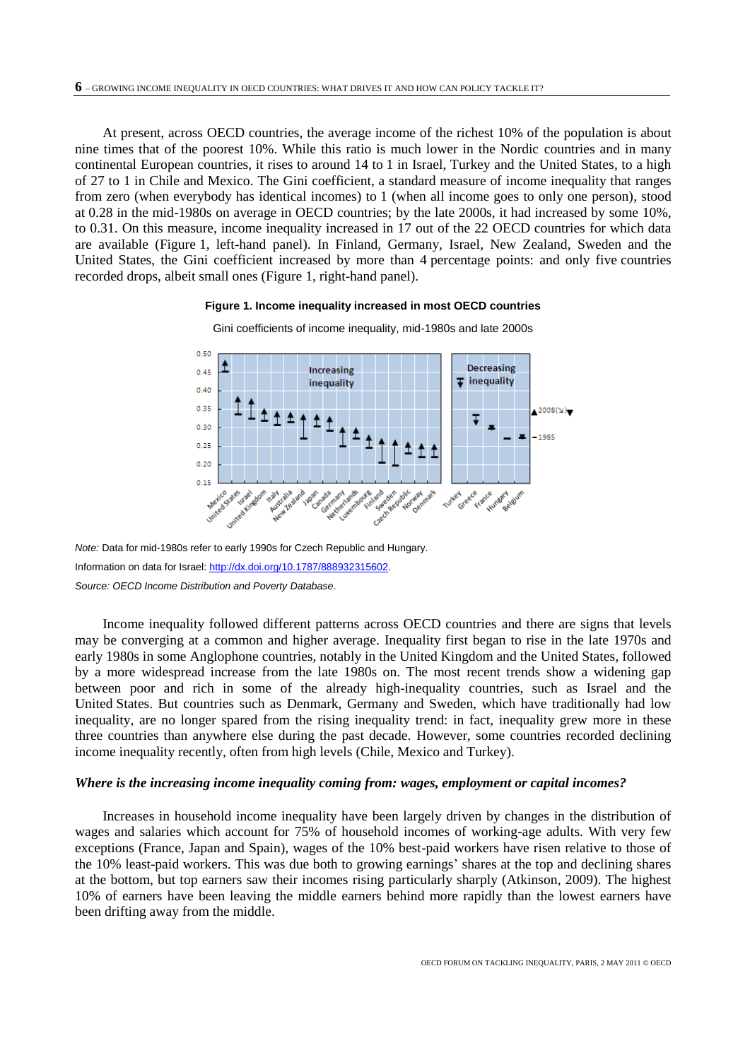At present, across OECD countries, the average income of the richest 10% of the population is about nine times that of the poorest 10%. While this ratio is much lower in the Nordic countries and in many continental European countries, it rises to around 14 to 1 in Israel, Turkey and the United States, to a high of 27 to 1 in Chile and Mexico. The Gini coefficient, a standard measure of income inequality that ranges from zero (when everybody has identical incomes) to 1 (when all income goes to only one person), stood at 0.28 in the mid-1980s on average in OECD countries; by the late 2000s, it had increased by some 10%, to 0.31. On this measure, income inequality increased in 17 out of the 22 OECD countries for which data are available (Figure 1, left-hand panel). In Finland, Germany, Israel, New Zealand, Sweden and the United States, the Gini coefficient increased by more than 4 percentage points: and only five countries recorded drops, albeit small ones (Figure 1, right-hand panel).

**Figure 1. Income inequality increased in most OECD countries**

Gini coefficients of income inequality, mid-1980s and late 2000s

*Note:* Data for mid-1980s refer to early 1990s for Czech Republic and Hungary.

Information on data for Israel: http://dx.doi.org/10.1787/888932315602.

*Source: OECD Income Distribution and Poverty Database*.

Income inequality followed different patterns across OECD countries and there are signs that levels may be converging at a common and higher average. Inequality first began to rise in the late 1970s and early 1980s in some Anglophone countries, notably in the United Kingdom and the United States, followed by a more widespread increase from the late 1980s on. The most recent trends show a widening gap between poor and rich in some of the already high-inequality countries, such as Israel and the United States. But countries such as Denmark, Germany and Sweden, which have traditionally had low inequality, are no longer spared from the rising inequality trend: in fact, inequality grew more in these three countries than anywhere else during the past decade. However, some countries recorded declining income inequality recently, often from high levels (Chile, Mexico and Turkey).

### *Where is the increasing income inequality coming from: wages, employment or capital incomes?*

Increases in household income inequality have been largely driven by changes in the distribution of wages and salaries which account for 75% of household incomes of working-age adults. With very few exceptions (France, Japan and Spain), wages of the 10% best-paid workers have risen relative to those of the 10% least-paid workers. This was due both to growing earnings' shares at the top and declining shares at the bottom, but top earners saw their incomes rising particularly sharply (Atkinson, 2009). The highest 10% of earners have been leaving the middle earners behind more rapidly than the lowest earners have been drifting away from the middle.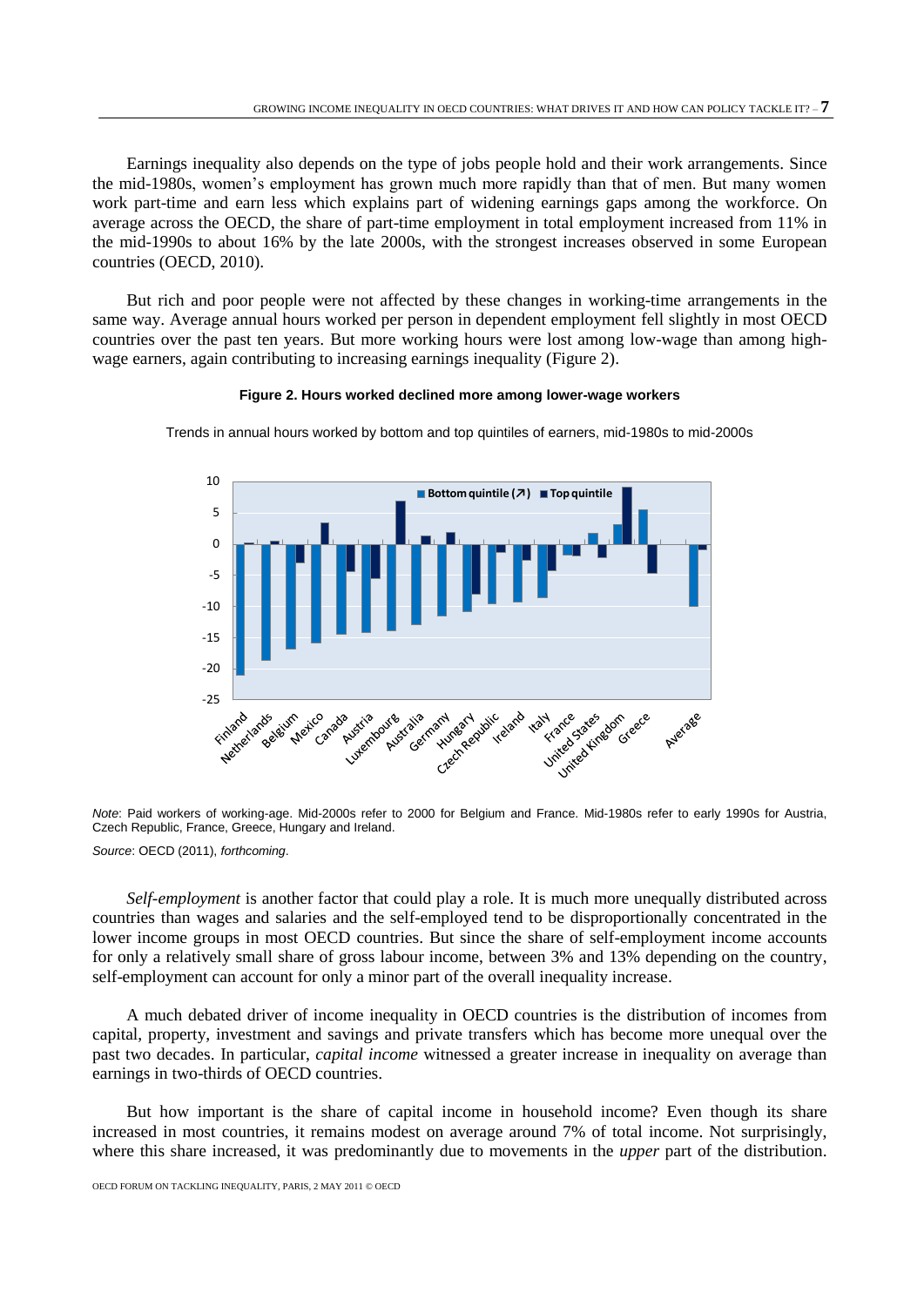Earnings inequality also depends on the type of jobs people hold and their work arrangements. Since the mid-1980s, women's employment has grown much more rapidly than that of men. But many women work part-time and earn less which explains part of widening earnings gaps among the workforce. On average across the OECD, the share of part-time employment in total employment increased from 11% in the mid-1990s to about 16% by the late 2000s, with the strongest increases observed in some European countries (OECD, 2010).

But rich and poor people were not affected by these changes in working-time arrangements in the same way. Average annual hours worked per person in dependent employment fell slightly in most OECD countries over the past ten years. But more working hours were lost among low-wage than among high-wage earners, again contributing to increasing earnings inequality (Figure 2).

**Figure 2. Hours worked declined more among lower-wage workers**

Trends in annual hours worked by bottom and top quintiles of earners, mid-1980s to mid-2000s

*Note*: Paid workers of working-age. Mid-2000s refer to 2000 for Belgium and France. Mid-1980s refer to early 1990s for Austria, Czech Republic, France, Greece, Hungary and Ireland.

*Source*: OECD (2011), *forthcoming*.

*Self-employment* is another factor that could play a role. It is much more unequally distributed across countries than wages and salaries and the self-employed tend to be disproportionally concentrated in the lower income groups in most OECD countries. But since the share of self-employment income accounts for only a relatively small share of gross labour income, between 3% and 13% depending on the country, self-employment can account for only a minor part of the overall inequality increase.

A much debated driver of income inequality in OECD countries is the distribution of incomes from capital, property, investment and savings and private transfers which has become more unequal over the past two decades. In particular, *capital income* witnessed a greater increase in inequality on average than earnings in two-thirds of OECD countries.

But how important is the share of capital income in household income? Even though its share increased in most countries, it remains modest on average around 7% of total income. Not surprisingly, where this share increased, it was predominantly due to movements in the *upper* part of the distribution.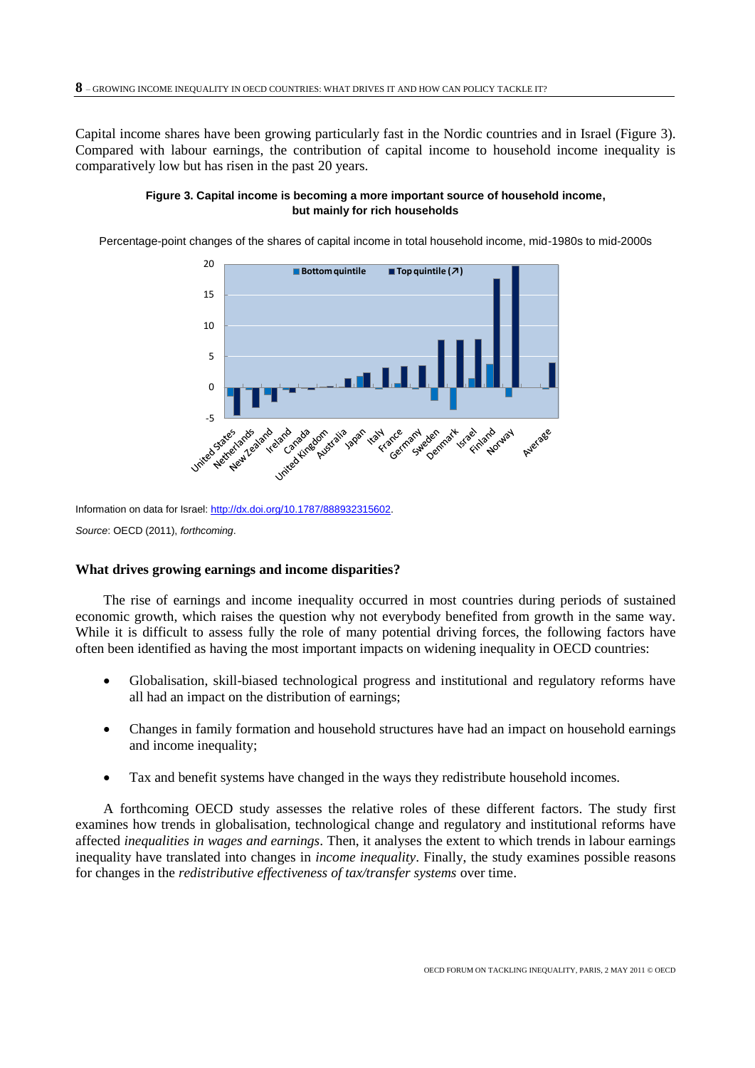Capital income shares have been growing particularly fast in the Nordic countries and in Israel (Figure 3). Compared with labour earnings, the contribution of capital income to household income inequality is comparatively low but has risen in the past 20 years.

**Figure 3. Capital income is becoming a more important source of household income, but mainly for rich households**

Percentage-point changes of the shares of capital income in total household income, mid-1980s to mid-2000s

Information on data for Israel: http://dx.doi.org/10.1787/888932315602.

*Source*: OECD (2011), *forthcoming*.

## What drives growing earnings and income disparities?

The rise of earnings and income inequality occurred in most countries during periods of sustained economic growth, which raises the question why not everybody benefited from growth in the same way. While it is difficult to assess fully the role of many potential driving forces, the following factors have often been identified as having the most important impacts on widening inequality in OECD countries:

- Globalisation, skill-biased technological progress and institutional and regulatory reforms have all had an impact on the distribution of earnings;
- Changes in family formation and household structures have had an impact on household earnings and income inequality;
- Tax and benefit systems have changed in the ways they redistribute household incomes.

A forthcoming OECD study assesses the relative roles of these different factors. The study first examines how trends in globalisation, technological change and regulatory and institutional reforms have affected *inequalities in wages and earnings*. Then, it analyses the extent to which trends in labour earnings inequality have translated into changes in *income inequality*. Finally, the study examines possible reasons for changes in the *redistributive effectiveness of tax/transfer systems* over time.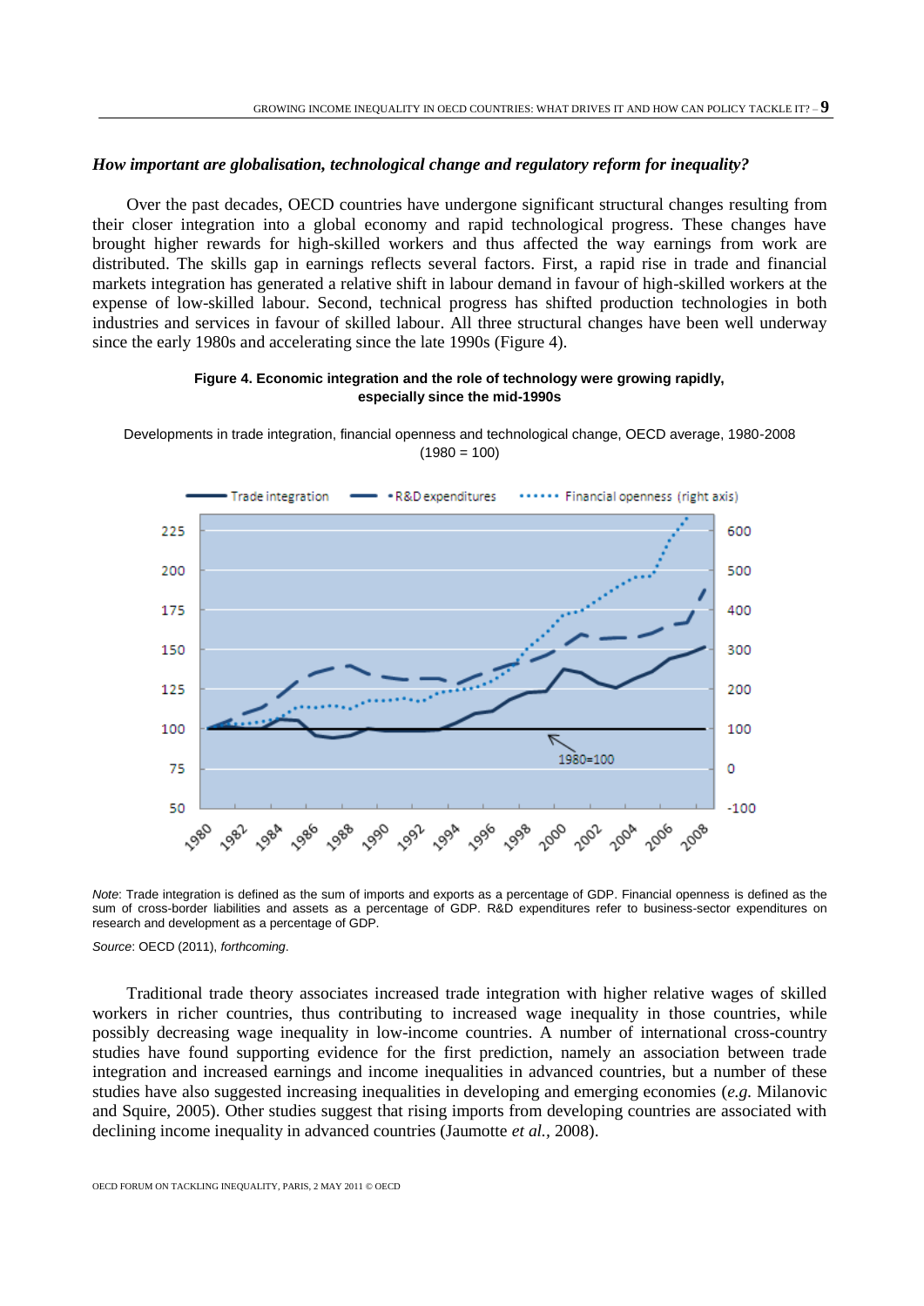### *How important are globalisation, technological change and regulatory reform for inequality?*

Over the past decades, OECD countries have undergone significant structural changes resulting from their closer integration into a global economy and rapid technological progress. These changes have brought higher rewards for high-skilled workers and thus affected the way earnings from work are distributed. The skills gap in earnings reflects several factors. First, a rapid rise in trade and financial markets integration has generated a relative shift in labour demand in favour of high-skilled workers at the expense of low-skilled labour. Second, technical progress has shifted production technologies in both industries and services in favour of skilled labour. All three structural changes have been well underway since the early 1980s and accelerating since the late 1990s (Figure 4).

**Figure 4. Economic integration and the role of technology were growing rapidly, especially since the mid-1990s**

Developments in trade integration, financial openness and technological change, OECD average, 1980-2008 (1980 = 100)

*Note*: Trade integration is defined as the sum of imports and exports as a percentage of GDP. Financial openness is defined as the sum of cross-border liabilities and assets as a percentage of GDP. R&D expenditures refer to business-sector expenditures on research and development as a percentage of GDP.

*Source*: OECD (2011), *forthcoming*.

Traditional trade theory associates increased trade integration with higher relative wages of skilled workers in richer countries, thus contributing to increased wage inequality in those countries, while possibly decreasing wage inequality in low-income countries. A number of international cross-country studies have found supporting evidence for the first prediction, namely an association between trade integration and increased earnings and income inequalities in advanced countries, but a number of these studies have also suggested increasing inequalities in developing and emerging economies (*e.g.* Milanovic and Squire, 2005). Other studies suggest that rising imports from developing countries are associated with declining income inequality in advanced countries (Jaumotte *et al.*, 2008).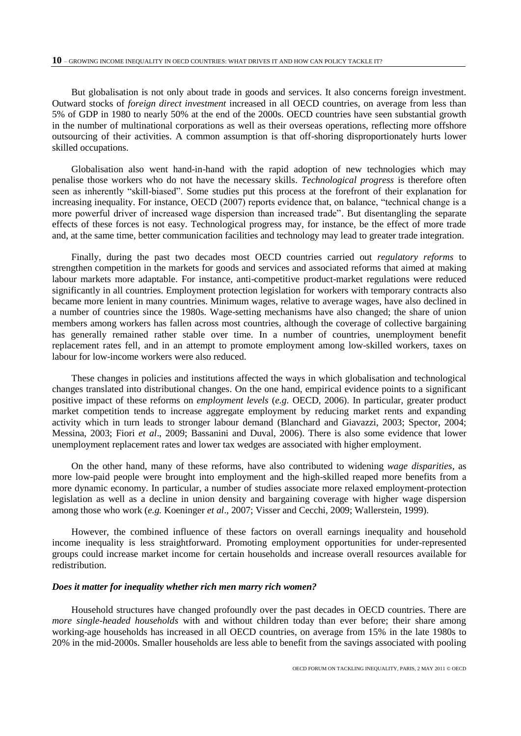But globalisation is not only about trade in goods and services. It also concerns foreign investment. Outward stocks of *foreign direct investment* increased in all OECD countries, on average from less than 5% of GDP in 1980 to nearly 50% at the end of the 2000s. OECD countries have seen substantial growth in the number of multinational corporations as well as their overseas operations, reflecting more offshore outsourcing of their activities. A common assumption is that off-shoring disproportionately hurts lower skilled occupations.

Globalisation also went hand-in-hand with the rapid adoption of new technologies which may penalise those workers who do not have the necessary skills. *Technological progress* is therefore often seen as inherently "skill-biased". Some studies put this process at the forefront of their explanation for increasing inequality. For instance, OECD (2007) reports evidence that, on balance, "technical change is a more powerful driver of increased wage dispersion than increased trade". But disentangling the separate effects of these forces is not easy. Technological progress may, for instance, be the effect of more trade and, at the same time, better communication facilities and technology may lead to greater trade integration.

Finally, during the past two decades most OECD countries carried out *regulatory reforms* to strengthen competition in the markets for goods and services and associated reforms that aimed at making labour markets more adaptable. For instance, anti-competitive product-market regulations were reduced significantly in all countries. Employment protection legislation for workers with temporary contracts also became more lenient in many countries. Minimum wages, relative to average wages, have also declined in a number of countries since the 1980s. Wage-setting mechanisms have also changed; the share of union members among workers has fallen across most countries, although the coverage of collective bargaining has generally remained rather stable over time. In a number of countries, unemployment benefit replacement rates fell, and in an attempt to promote employment among low-skilled workers, taxes on labour for low-income workers were also reduced.

These changes in policies and institutions affected the ways in which globalisation and technological changes translated into distributional changes. On the one hand, empirical evidence points to a significant positive impact of these reforms on *employment levels* (*e.g.* OECD, 2006). In particular, greater product market competition tends to increase aggregate employment by reducing market rents and expanding activity which in turn leads to stronger labour demand (Blanchard and Giavazzi, 2003; Spector, 2004; Messina, 2003; Fiori *et al*., 2009; Bassanini and Duval, 2006). There is also some evidence that lower unemployment replacement rates and lower tax wedges are associated with higher employment.

On the other hand, many of these reforms, have also contributed to widening *wage disparities*, as more low-paid people were brought into employment and the high-skilled reaped more benefits from a more dynamic economy. In particular, a number of studies associate more relaxed employment-protection legislation as well as a decline in union density and bargaining coverage with higher wage dispersion among those who work (*e.g.* Koeninger *et al*., 2007; Visser and Cecchi, 2009; Wallerstein, 1999).

However, the combined influence of these factors on overall earnings inequality and household income inequality is less straightforward. Promoting employment opportunities for under-represented groups could increase market income for certain households and increase overall resources available for redistribution.

### *Does it matter for inequality whether rich men marry rich women?*

Household structures have changed profoundly over the past decades in OECD countries. There are *more single-headed households* with and without children today than ever before; their share among working-age households has increased in all OECD countries, on average from 15% in the late 1980s to 20% in the mid-2000s. Smaller households are less able to benefit from the savings associated with pooling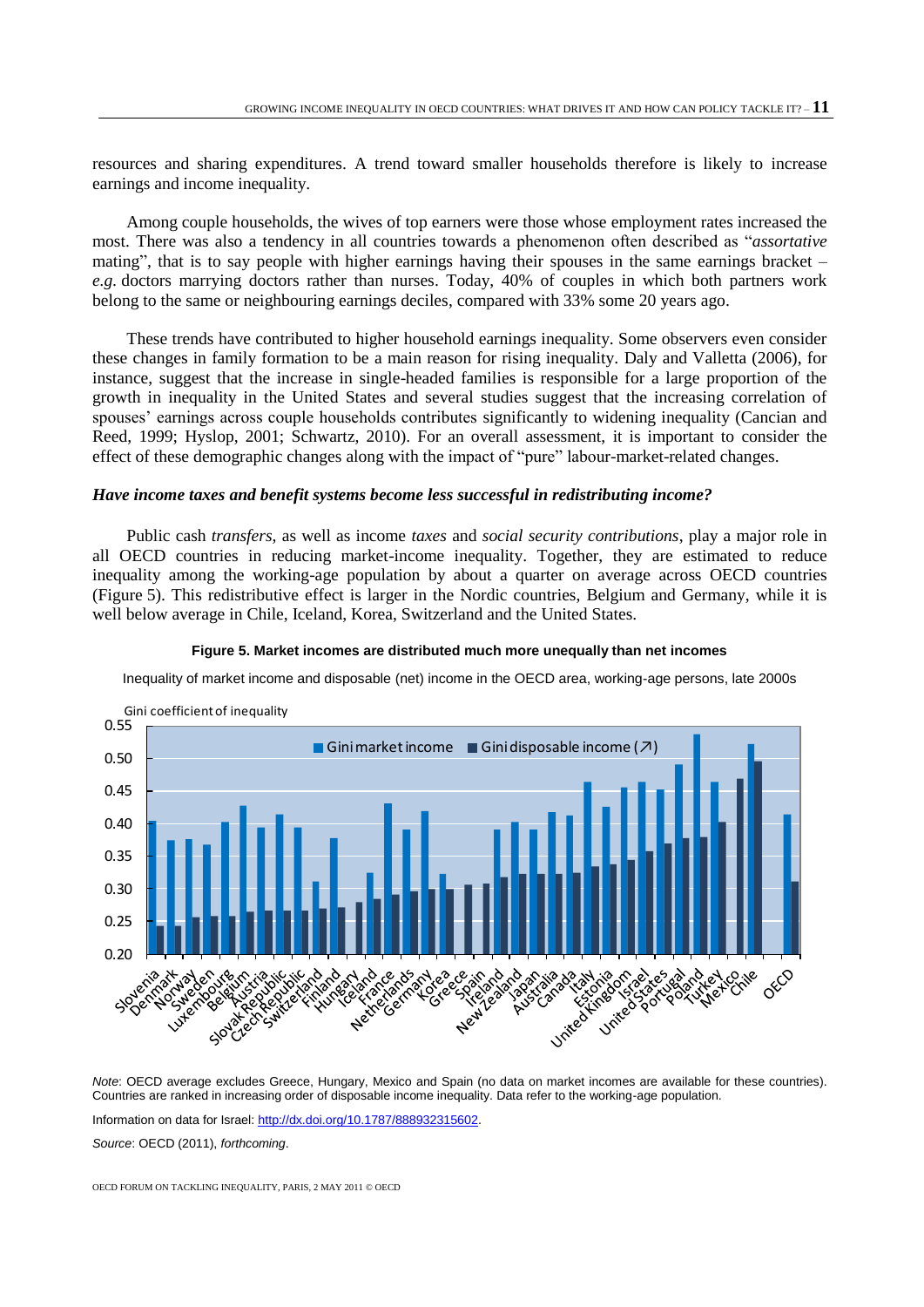resources and sharing expenditures. A trend toward smaller households therefore is likely to increase earnings and income inequality.

Among couple households, the wives of top earners were those whose employment rates increased the most. There was also a tendency in all countries towards a phenomenon often described as "*assortative* mating", that is to say people with higher earnings having their spouses in the same earnings bracket – *e.g.* doctors marrying doctors rather than nurses. Today, 40% of couples in which both partners work belong to the same or neighbouring earnings deciles, compared with 33% some 20 years ago.

These trends have contributed to higher household earnings inequality. Some observers even consider these changes in family formation to be a main reason for rising inequality. Daly and Valletta (2006), for instance, suggest that the increase in single-headed families is responsible for a large proportion of the growth in inequality in the United States and several studies suggest that the increasing correlation of spouses' earnings across couple households contributes significantly to widening inequality (Cancian and Reed, 1999; Hyslop, 2001; Schwartz, 2010). For an overall assessment, it is important to consider the effect of these demographic changes along with the impact of "pure" labour-market-related changes.

### *Have income taxes and benefit systems become less successful in redistributing income?*

Public cash *transfers*, as well as income *taxes* and *social security contributions*, play a major role in all OECD countries in reducing market-income inequality. Together, they are estimated to reduce inequality among the working-age population by about a quarter on average across OECD countries (Figure 5). This redistributive effect is larger in the Nordic countries, Belgium and Germany, while it is well below average in Chile, Iceland, Korea, Switzerland and the United States.

**Figure 5. Market incomes are distributed much more unequally than net incomes**

Inequality of market income and disposable (net) income in the OECD area, working-age persons, late 2000s

*Note*: OECD average excludes Greece, Hungary, Mexico and Spain (no data on market incomes are available for these countries). Countries are ranked in increasing order of disposable income inequality. Data refer to the working-age population.

Information on data for Israel: http://dx.doi.org/10.1787/888932315602.

*Source*: OECD (2011), *forthcoming*.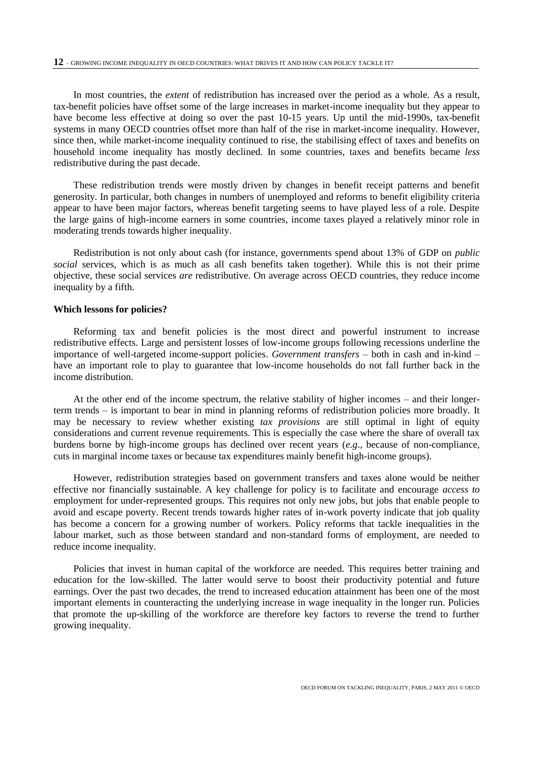In most countries, the *extent* of redistribution has increased over the period as a whole. As a result, tax-benefit policies have offset some of the large increases in market-income inequality but they appear to have become less effective at doing so over the past 10-15 years. Up until the mid-1990s, tax-benefit systems in many OECD countries offset more than half of the rise in market-income inequality. However, since then, while market-income inequality continued to rise, the stabilising effect of taxes and benefits on household income inequality has mostly declined. In some countries, taxes and benefits became *less* redistributive during the past decade.

These redistribution trends were mostly driven by changes in benefit receipt patterns and benefit generosity. In particular, both changes in numbers of unemployed and reforms to benefit eligibility criteria appear to have been major factors, whereas benefit targeting seems to have played less of a role. Despite the large gains of high-income earners in some countries, income taxes played a relatively minor role in moderating trends towards higher inequality.

Redistribution is not only about cash (for instance, governments spend about 13% of GDP on *public social* services, which is as much as all cash benefits taken together). While this is not their prime objective, these social services *are* redistributive. On average across OECD countries, they reduce income inequality by a fifth.

**Which lessons for policies?**

Reforming tax and benefit policies is the most direct and powerful instrument to increase redistributive effects. Large and persistent losses of low-income groups following recessions underline the importance of well-targeted income-support policies. *Government transfers* – both in cash and in-kind – have an important role to play to guarantee that low-income households do not fall further back in the income distribution.

At the other end of the income spectrum, the relative stability of higher incomes – and their longer-term trends – is important to bear in mind in planning reforms of redistribution policies more broadly. It may be necessary to review whether existing *tax provisions* are still optimal in light of equity considerations and current revenue requirements. This is especially the case where the share of overall tax burdens borne by high-income groups has declined over recent years (*e.g*., because of non-compliance, cuts in marginal income taxes or because tax expenditures mainly benefit high-income groups).

However, redistribution strategies based on government transfers and taxes alone would be neither effective nor financially sustainable. A key challenge for policy is to facilitate and encourage *access to* employment for under-represented groups. This requires not only new jobs, but jobs that enable people to avoid and escape poverty. Recent trends towards higher rates of in-work poverty indicate that job quality has become a concern for a growing number of workers. Policy reforms that tackle inequalities in the labour market, such as those between standard and non-standard forms of employment, are needed to reduce income inequality.

Policies that invest in human capital of the workforce are needed. This requires better training and education for the low-skilled. The latter would serve to boost their productivity potential and future earnings. Over the past two decades, the trend to increased education attainment has been one of the most important elements in counteracting the underlying increase in wage inequality in the longer run. Policies that promote the up-skilling of the workforce are therefore key factors to reverse the trend to further growing inequality.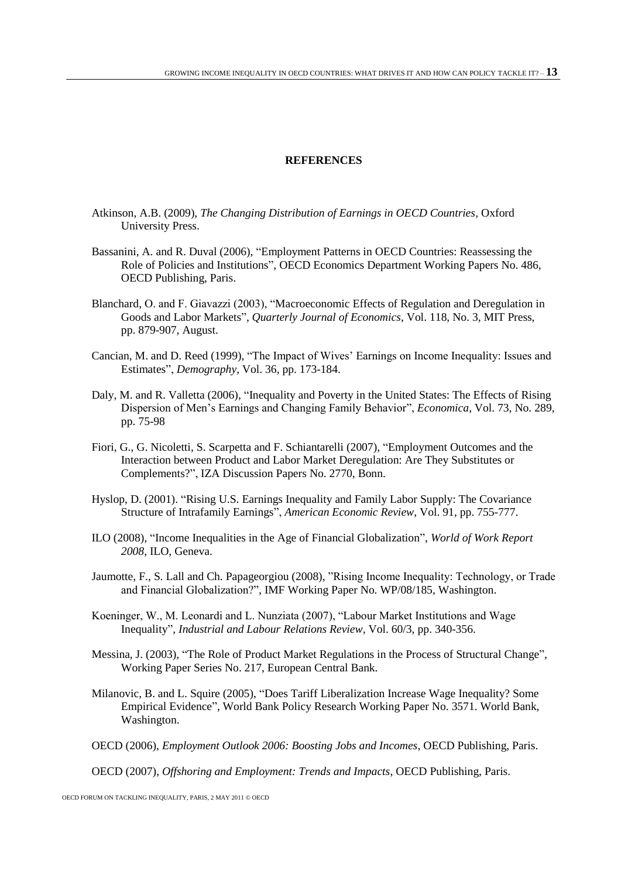## REFERENCES

Atkinson, A.B. (2009), *The Changing Distribution of Earnings in OECD Countries*, Oxford University Press.

Bassanini, A. and R. Duval (2006), "Employment Patterns in OECD Countries: Reassessing the Role of Policies and Institutions", OECD Economics Department Working Papers No. 486, OECD Publishing, Paris.

Blanchard, O. and F. Giavazzi (2003), "Macroeconomic Effects of Regulation and Deregulation in Goods and Labor Markets", *Quarterly Journal of Economics*, Vol. 118, No. 3, MIT Press, pp. 879-907, August.

Cancian, M. and D. Reed (1999), "The Impact of Wives' Earnings on Income Inequality: Issues and Estimates", *Demography*, Vol. 36, pp. 173-184.

Daly, M. and R. Valletta (2006), "Inequality and Poverty in the United States: The Effects of Rising Dispersion of Men's Earnings and Changing Family Behavior", *Economica*, Vol. 73, No. 289, pp. 75-98

Fiori, G., G. Nicoletti, S. Scarpetta and F. Schiantarelli (2007), "Employment Outcomes and the Interaction between Product and Labor Market Deregulation: Are They Substitutes or Complements?", IZA Discussion Papers No. 2770, Bonn.

Hyslop, D. (2001). "Rising U.S. Earnings Inequality and Family Labor Supply: The Covariance Structure of Intrafamily Earnings", *American Economic Review*, Vol. 91, pp. 755-777.

ILO (2008), "Income Inequalities in the Age of Financial Globalization", *World of Work Report 2008*, ILO, Geneva.

Jaumotte, F., S. Lall and Ch. Papageorgiou (2008), "Rising Income Inequality: Technology, or Trade and Financial Globalization?", IMF Working Paper No. WP/08/185, Washington.

Koeninger, W., M. Leonardi and L. Nunziata (2007), "Labour Market Institutions and Wage Inequality", *Industrial and Labour Relations Review*, Vol. 60/3, pp. 340-356.

Messina, J. (2003), "The Role of Product Market Regulations in the Process of Structural Change", Working Paper Series No. 217, European Central Bank.

Milanovic, B. and L. Squire (2005), "Does Tariff Liberalization Increase Wage Inequality? Some Empirical Evidence", World Bank Policy Research Working Paper No. 3571. World Bank, Washington.

OECD (2006), *Employment Outlook 2006: Boosting Jobs and Incomes*, OECD Publishing, Paris.

OECD (2007), *Offshoring and Employment: Trends and Impacts*, OECD Publishing, Paris.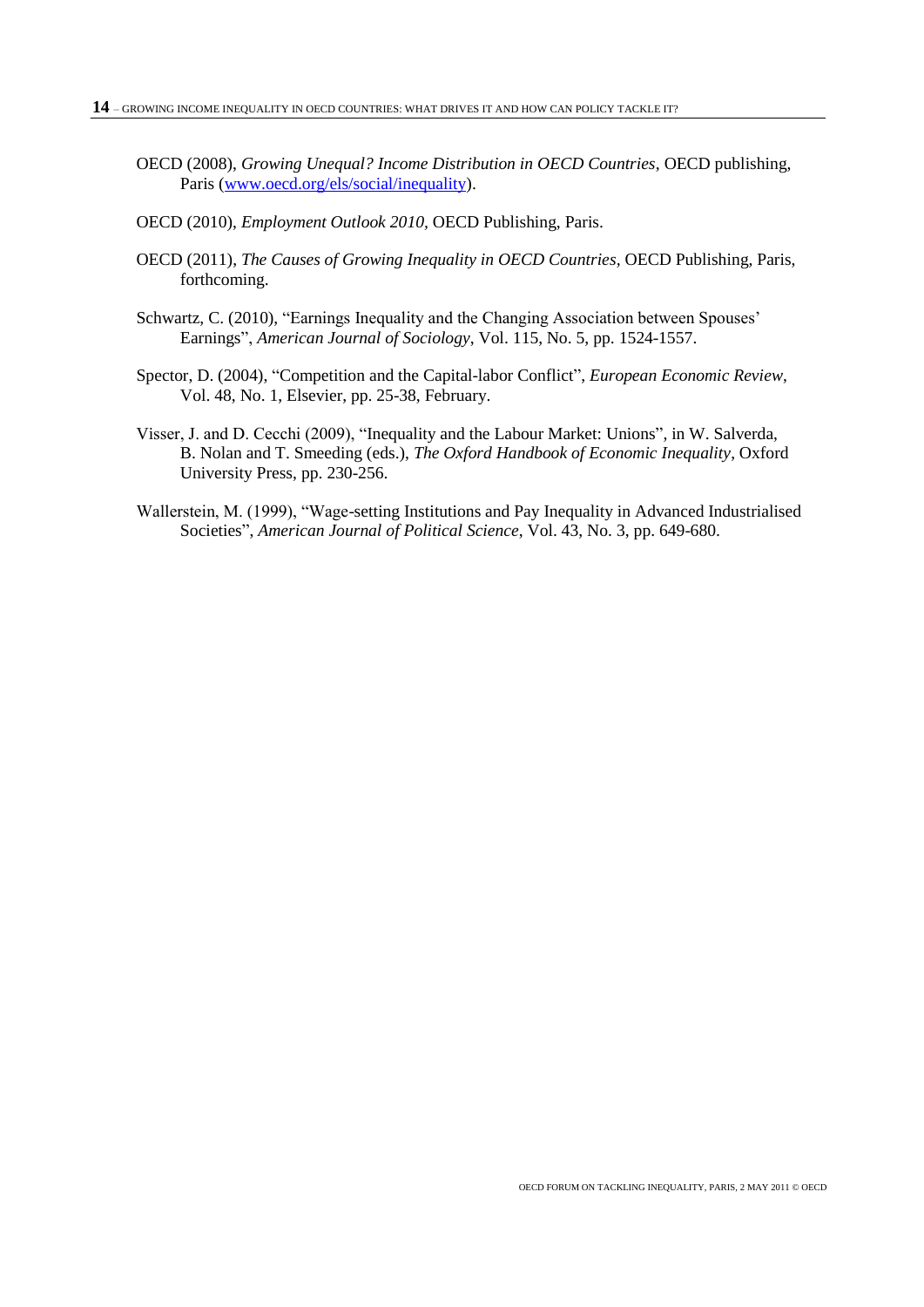OECD (2008), *Growing Unequal? Income Distribution in OECD Countries*, OECD publishing, Paris (www.oecd.org/els/social/inequality).

OECD (2010), *Employment Outlook 2010*, OECD Publishing, Paris.

OECD (2011), *The Causes of Growing Inequality in OECD Countries*, OECD Publishing, Paris, forthcoming.

Schwartz, C. (2010), "Earnings Inequality and the Changing Association between Spouses' Earnings", *American Journal of Sociology*, Vol. 115, No. 5, pp. 1524-1557.

Spector, D. (2004), "Competition and the Capital-labor Conflict", *European Economic Review*, Vol. 48, No. 1, Elsevier, pp. 25-38, February.

Visser, J. and D. Cecchi (2009), "Inequality and the Labour Market: Unions", in W. Salverda, B. Nolan and T. Smeeding (eds.), *The Oxford Handbook of Economic Inequality*, Oxford University Press, pp. 230-256.

Wallerstein, M. (1999), "Wage-setting Institutions and Pay Inequality in Advanced Industrialised Societies", *American Journal of Political Science*, Vol. 43, No. 3, pp. 649-680.